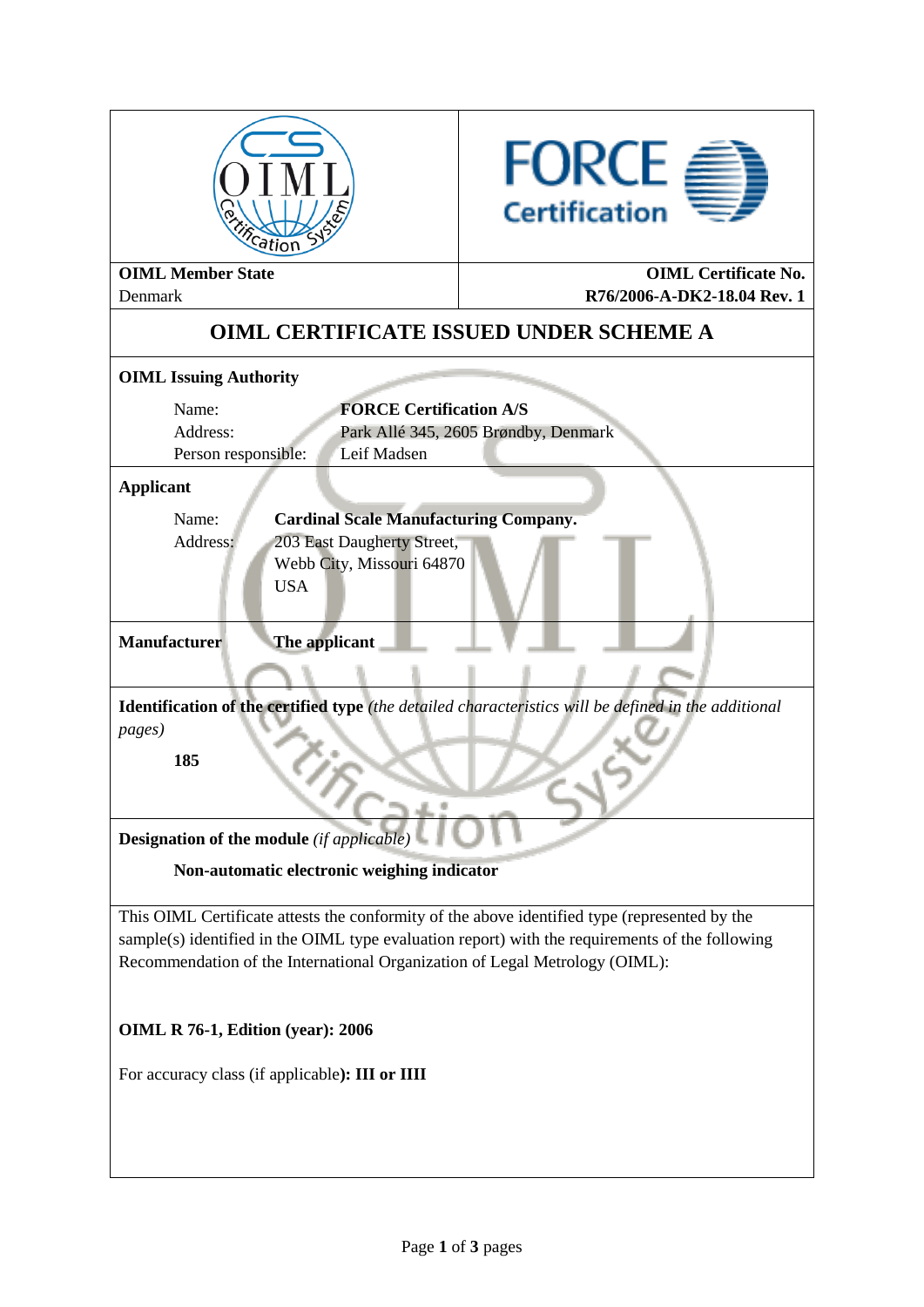| OIML Member State | OIML Certificate No. |
| --- | --- |
| Denmark | R76/2006-A-DK2-18.04 Rev. 1 |

# OIML CERTIFICATE ISSUED UNDER SCHEME A

**OIML Issuing Authority**

Name: **FORCE Certification A/S**
Address: Park Allé 345, 2605 Brøndby, Denmark
Person responsible: Leif Madsen

**Applicant**

Name: **Cardinal Scale Manufacturing Company.**
Address: 203 East Daugherty Street,
Webb City, Missouri 64870
USA

**Manufacturer** **The applicant**

**Identification of the certified type** *(the detailed characteristics will be defined in the additional pages)*

**185**

**Designation of the module** *(if applicable)*

**Non-automatic electronic weighing indicator**

This OIML Certificate attests the conformity of the above identified type (represented by the sample(s) identified in the OIML type evaluation report) with the requirements of the following Recommendation of the International Organization of Legal Metrology (OIML):

**OIML R 76-1, Edition (year): 2006**

For accuracy class (if applicable)**: III or IIII**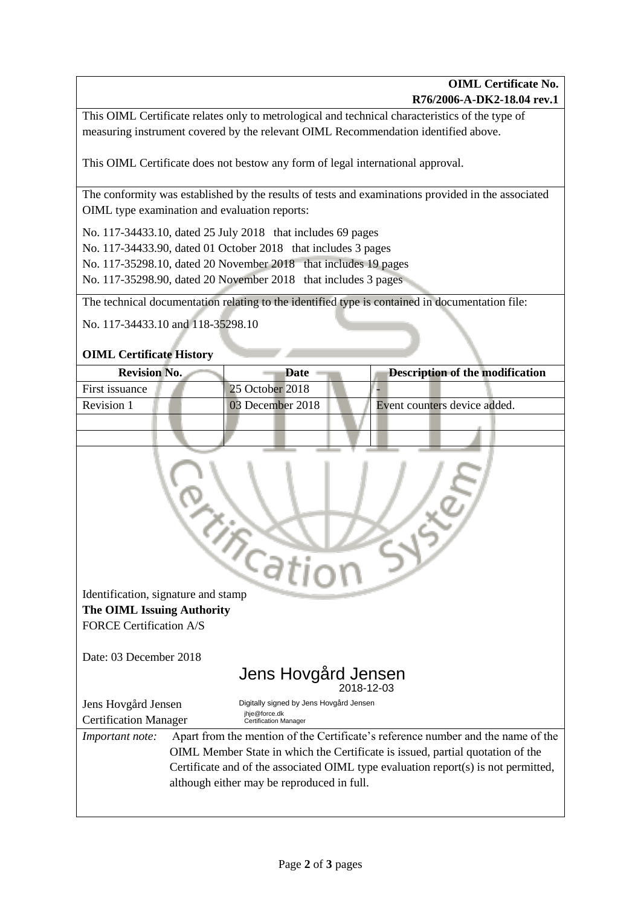**OIML Certificate No.**
**R76/2006-A-DK2-18.04 rev.1**

This OIML Certificate relates only to metrological and technical characteristics of the type of measuring instrument covered by the relevant OIML Recommendation identified above.

This OIML Certificate does not bestow any form of legal international approval.

The conformity was established by the results of tests and examinations provided in the associated OIML type examination and evaluation reports:

No. 117-34433.10, dated 25 July 2018 that includes 69 pages
No. 117-34433.90, dated 01 October 2018 that includes 3 pages
No. 117-35298.10, dated 20 November 2018 that includes 19 pages
No. 117-35298.90, dated 20 November 2018 that includes 3 pages

The technical documentation relating to the identified type is contained in documentation file:

No. 117-34433.10 and 118-35298.10

**OIML Certificate History**

| Revision No. | Date | Description of the modification |
|---|---|---|
| First issuance | 25 October 2018 | - |
| Revision 1 | 03 December 2018 | Event counters device added. |
| | | |
| | | |

Identification, signature and stamp
**The OIML Issuing Authority**
FORCE Certification A/S

Date: 03 December 2018

Jens Hovgård Jensen
2018-12-03
Digitally signed by Jens Hovgård Jensen
jhje@force.dk
Certification Manager

Jens Hovgård Jensen
Certification Manager

*Important note:* Apart from the mention of the Certificate's reference number and the name of the OIML Member State in which the Certificate is issued, partial quotation of the Certificate and of the associated OIML type evaluation report(s) is not permitted, although either may be reproduced in full.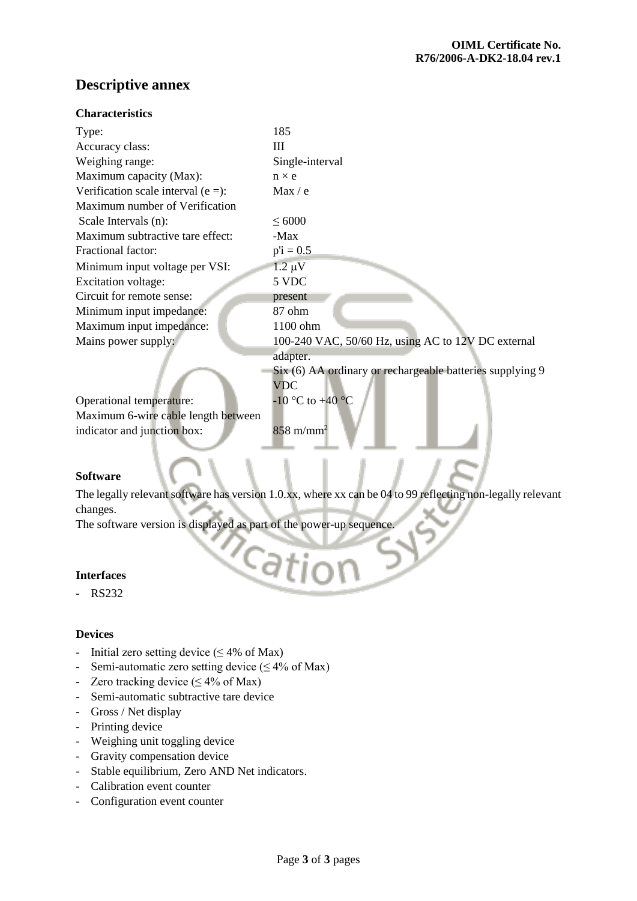# Descriptive annex

### Characteristics

| | |
|---|---|
| Type: | 185 |
| Accuracy class: | III |
| Weighing range: | Single-interval |
| Maximum capacity (Max): | n × e |
| Verification scale interval (e =): | Max / e |
| Maximum number of Verification Scale Intervals (n): | ≤ 6000 |
| Maximum subtractive tare effect: | -Max |
| Fractional factor: | p'i = 0.5 |
| Minimum input voltage per VSI: | 1.2 μV |
| Excitation voltage: | 5 VDC |
| Circuit for remote sense: | present |
| Minimum input impedance: | 87 ohm |
| Maximum input impedance: | 1100 ohm |
| Mains power supply: | 100-240 VAC, 50/60 Hz, using AC to 12V DC external adapter.<br>Six (6) AA ordinary or rechargeable batteries supplying 9 VDC |
| Operational temperature: | -10 °C to +40 °C |
| Maximum 6-wire cable length between indicator and junction box: | 858 m/mm² |

### Software

The legally relevant software has version 1.0.xx, where xx can be 04 to 99 reflecting non-legally relevant changes.
The software version is displayed as part of the power-up sequence.

### Interfaces

- RS232

### Devices

- Initial zero setting device (≤ 4% of Max)
- Semi-automatic zero setting device (≤ 4% of Max)
- Zero tracking device (≤ 4% of Max)
- Semi-automatic subtractive tare device
- Gross / Net display
- Printing device
- Weighing unit toggling device
- Gravity compensation device
- Stable equilibrium, Zero AND Net indicators.
- Calibration event counter
- Configuration event counter